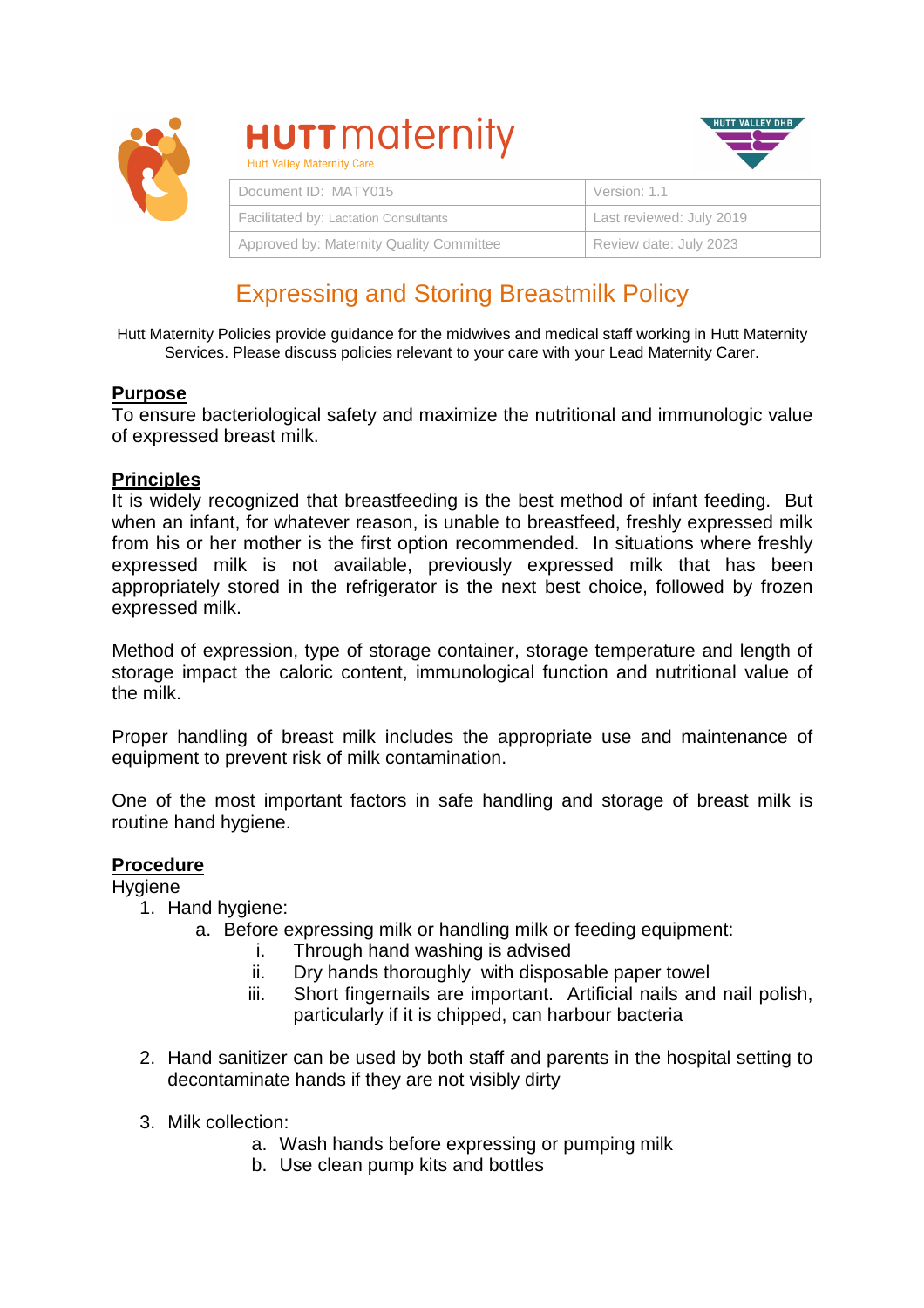HUTT maternity
Hutt Valley Maternity Care

HUTT VALLEY DHB

| Document ID: MATY015 | Version: 1.1 |
|---|---|
| Facilitated by: Lactation Consultants | Last reviewed: July 2019 |
| Approved by: Maternity Quality Committee | Review date: July 2023 |

# Expressing and Storing Breastmilk Policy

Hutt Maternity Policies provide guidance for the midwives and medical staff working in Hutt Maternity Services. Please discuss policies relevant to your care with your Lead Maternity Carer.

## Purpose

To ensure bacteriological safety and maximize the nutritional and immunologic value of expressed breast milk.

## Principles

It is widely recognized that breastfeeding is the best method of infant feeding. But when an infant, for whatever reason, is unable to breastfeed, freshly expressed milk from his or her mother is the first option recommended. In situations where freshly expressed milk is not available, previously expressed milk that has been appropriately stored in the refrigerator is the next best choice, followed by frozen expressed milk.

Method of expression, type of storage container, storage temperature and length of storage impact the caloric content, immunological function and nutritional value of the milk.

Proper handling of breast milk includes the appropriate use and maintenance of equipment to prevent risk of milk contamination.

One of the most important factors in safe handling and storage of breast milk is routine hand hygiene.

## Procedure

Hygiene

1. Hand hygiene:
   a. Before expressing milk or handling milk or feeding equipment:
      i. Through hand washing is advised
      ii. Dry hands thoroughly with disposable paper towel
      iii. Short fingernails are important. Artificial nails and nail polish, particularly if it is chipped, can harbour bacteria

2. Hand sanitizer can be used by both staff and parents in the hospital setting to decontaminate hands if they are not visibly dirty

3. Milk collection:
   a. Wash hands before expressing or pumping milk
   b. Use clean pump kits and bottles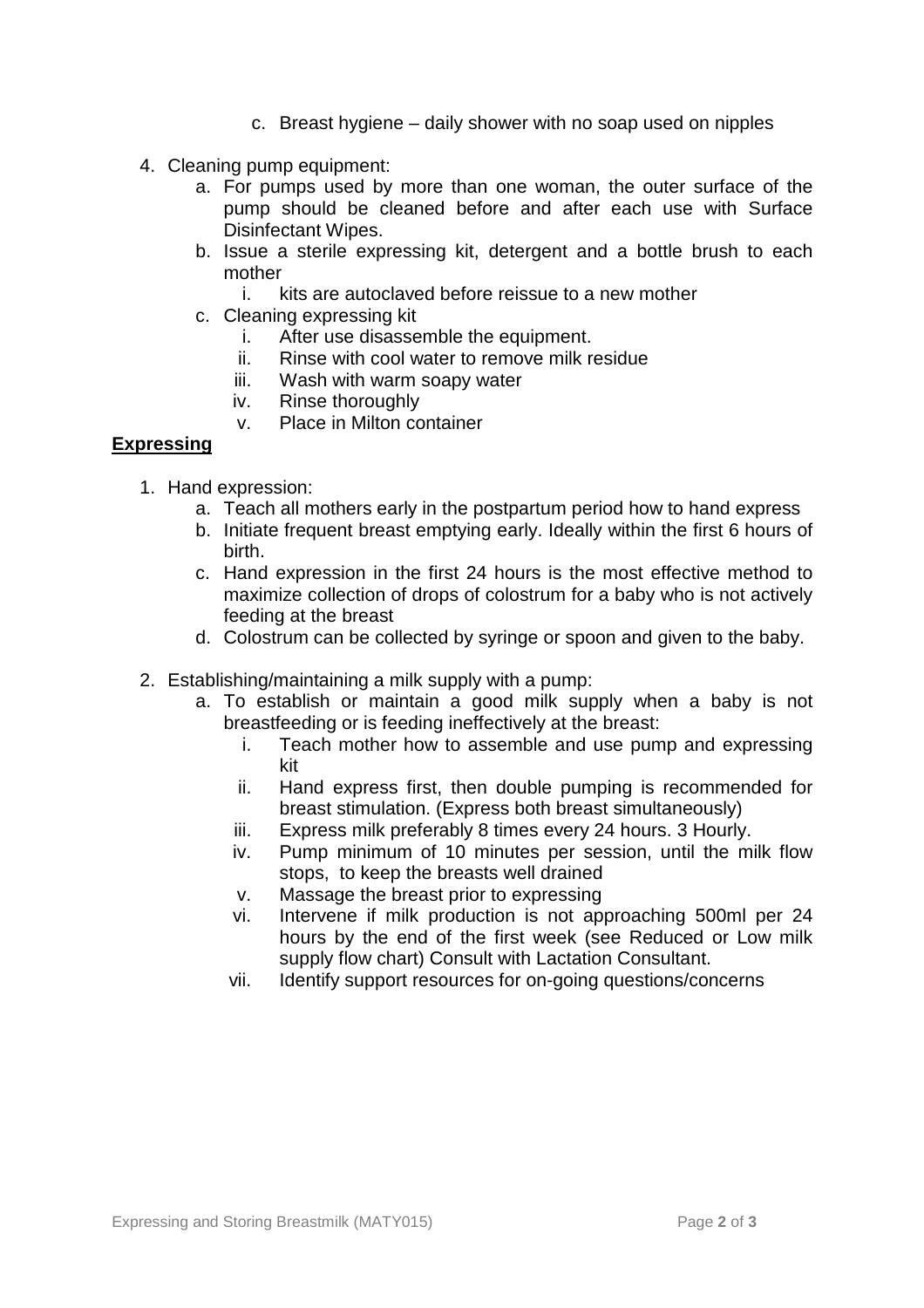c. Breast hygiene – daily shower with no soap used on nipples

4. Cleaning pump equipment:
   a. For pumps used by more than one woman, the outer surface of the pump should be cleaned before and after each use with Surface Disinfectant Wipes.
   b. Issue a sterile expressing kit, detergent and a bottle brush to each mother
      i. kits are autoclaved before reissue to a new mother
   c. Cleaning expressing kit
      i. After use disassemble the equipment.
      ii. Rinse with cool water to remove milk residue
      iii. Wash with warm soapy water
      iv. Rinse thoroughly
      v. Place in Milton container

**Expressing**

1. Hand expression:
   a. Teach all mothers early in the postpartum period how to hand express
   b. Initiate frequent breast emptying early. Ideally within the first 6 hours of birth.
   c. Hand expression in the first 24 hours is the most effective method to maximize collection of drops of colostrum for a baby who is not actively feeding at the breast
   d. Colostrum can be collected by syringe or spoon and given to the baby.

2. Establishing/maintaining a milk supply with a pump:
   a. To establish or maintain a good milk supply when a baby is not breastfeeding or is feeding ineffectively at the breast:
      i. Teach mother how to assemble and use pump and expressing kit
      ii. Hand express first, then double pumping is recommended for breast stimulation. (Express both breast simultaneously)
      iii. Express milk preferably 8 times every 24 hours. 3 Hourly.
      iv. Pump minimum of 10 minutes per session, until the milk flow stops, to keep the breasts well drained
      v. Massage the breast prior to expressing
      vi. Intervene if milk production is not approaching 500ml per 24 hours by the end of the first week (see Reduced or Low milk supply flow chart) Consult with Lactation Consultant.
      vii. Identify support resources for on-going questions/concerns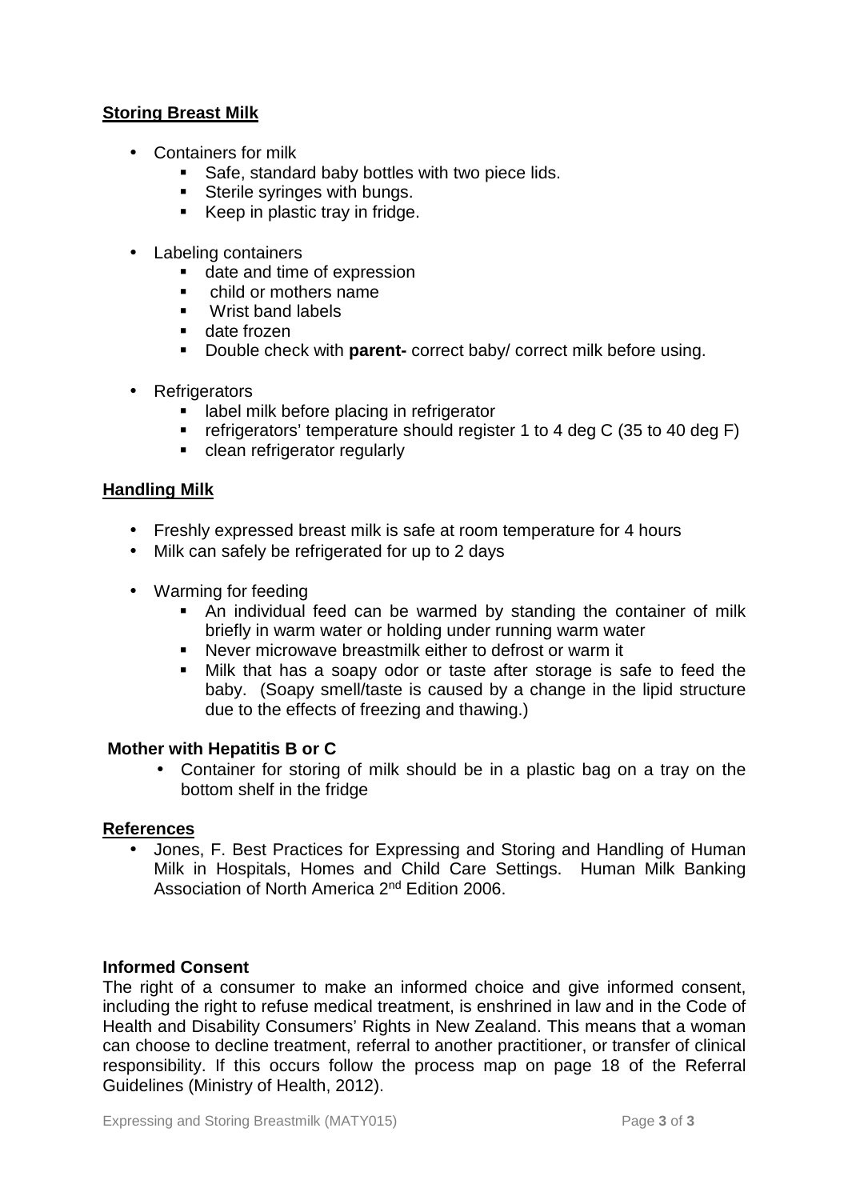## Storing Breast Milk

- Containers for milk
  - Safe, standard baby bottles with two piece lids.
  - Sterile syringes with bungs.
  - Keep in plastic tray in fridge.

- Labeling containers
  - date and time of expression
  - child or mothers name
  - Wrist band labels
  - date frozen
  - Double check with **parent-** correct baby/ correct milk before using.

- Refrigerators
  - label milk before placing in refrigerator
  - refrigerators' temperature should register 1 to 4 deg C (35 to 40 deg F)
  - clean refrigerator regularly

## Handling Milk

- Freshly expressed breast milk is safe at room temperature for 4 hours
- Milk can safely be refrigerated for up to 2 days

- Warming for feeding
  - An individual feed can be warmed by standing the container of milk briefly in warm water or holding under running warm water
  - Never microwave breastmilk either to defrost or warm it
  - Milk that has a soapy odor or taste after storage is safe to feed the baby. (Soapy smell/taste is caused by a change in the lipid structure due to the effects of freezing and thawing.)

**Mother with Hepatitis B or C**

- Container for storing of milk should be in a plastic bag on a tray on the bottom shelf in the fridge

## References

- Jones, F. Best Practices for Expressing and Storing and Handling of Human Milk in Hospitals, Homes and Child Care Settings. Human Milk Banking Association of North America 2nd Edition 2006.

**Informed Consent**

The right of a consumer to make an informed choice and give informed consent, including the right to refuse medical treatment, is enshrined in law and in the Code of Health and Disability Consumers' Rights in New Zealand. This means that a woman can choose to decline treatment, referral to another practitioner, or transfer of clinical responsibility. If this occurs follow the process map on page 18 of the Referral Guidelines (Ministry of Health, 2012).